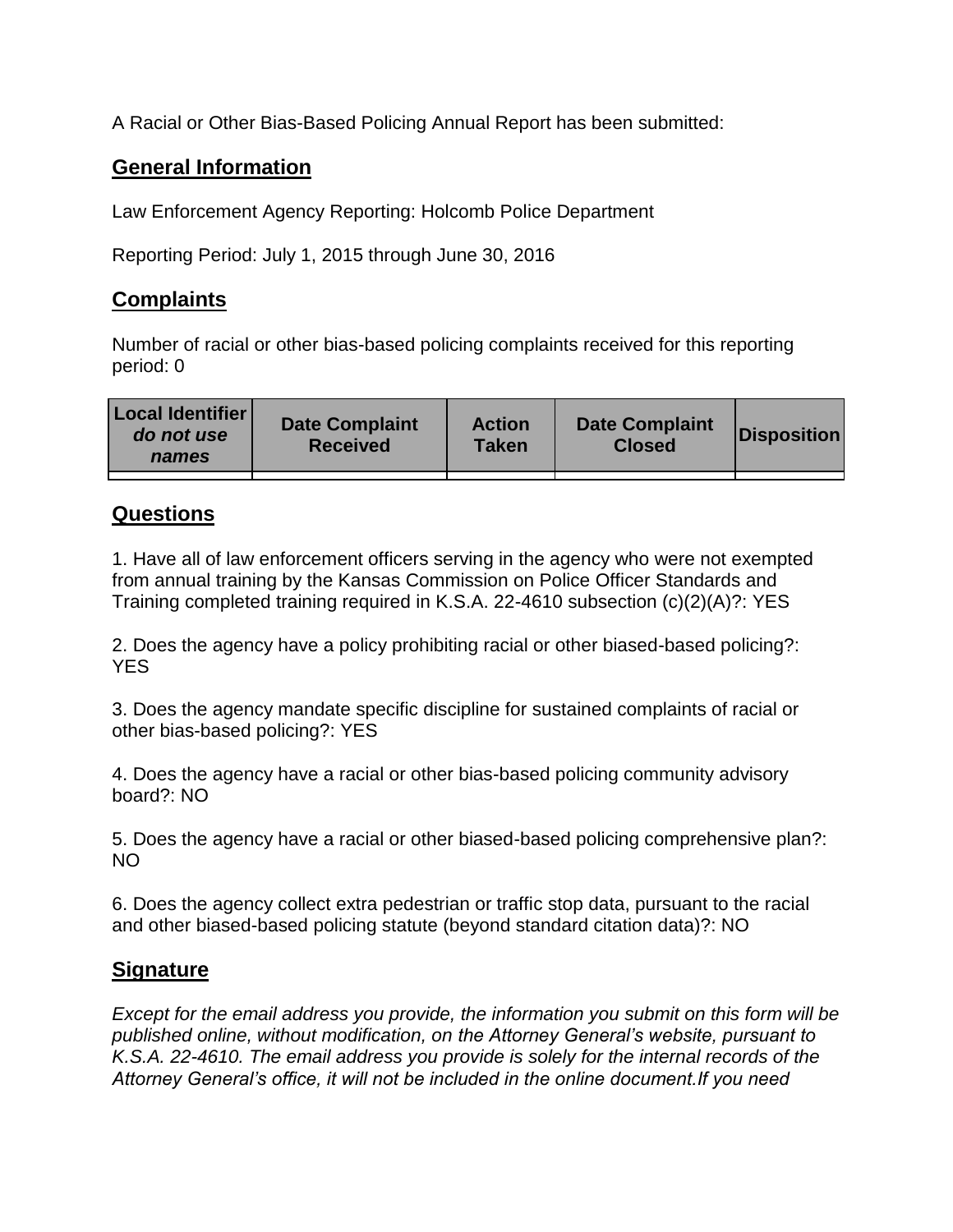A Racial or Other Bias-Based Policing Annual Report has been submitted:

## General Information

Law Enforcement Agency Reporting: Holcomb Police Department

Reporting Period: July 1, 2015 through June 30, 2016

## Complaints

Number of racial or other bias-based policing complaints received for this reporting period: 0

| Local Identifier *do not use names* | Date Complaint Received | Action Taken | Date Complaint Closed | Disposition |
|---|---|---|---|---|
| | | | | |

## Questions

1. Have all of law enforcement officers serving in the agency who were not exempted from annual training by the Kansas Commission on Police Officer Standards and Training completed training required in K.S.A. 22-4610 subsection (c)(2)(A)?: YES

2. Does the agency have a policy prohibiting racial or other biased-based policing?: YES

3. Does the agency mandate specific discipline for sustained complaints of racial or other bias-based policing?: YES

4. Does the agency have a racial or other bias-based policing community advisory board?: NO

5. Does the agency have a racial or other biased-based policing comprehensive plan?: NO

6. Does the agency collect extra pedestrian or traffic stop data, pursuant to the racial and other biased-based policing statute (beyond standard citation data)?: NO

## Signature

*Except for the email address you provide, the information you submit on this form will be published online, without modification, on the Attorney General's website, pursuant to K.S.A. 22-4610. The email address you provide is solely for the internal records of the Attorney General's office, it will not be included in the online document.If you need*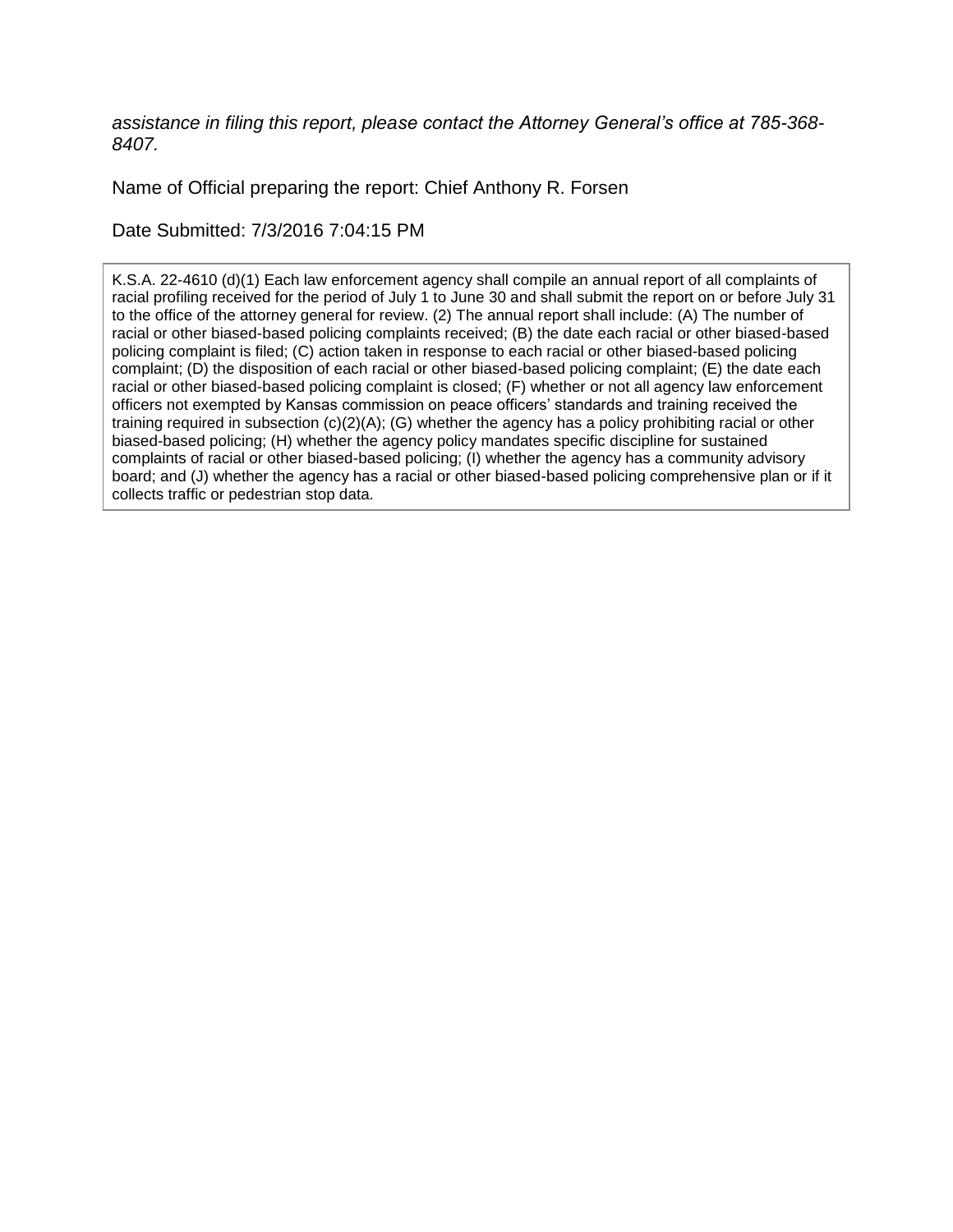*assistance in filing this report, please contact the Attorney General's office at 785-368-8407.*

Name of Official preparing the report: Chief Anthony R. Forsen

Date Submitted: 7/3/2016 7:04:15 PM

K.S.A. 22-4610 (d)(1) Each law enforcement agency shall compile an annual report of all complaints of racial profiling received for the period of July 1 to June 30 and shall submit the report on or before July 31 to the office of the attorney general for review. (2) The annual report shall include: (A) The number of racial or other biased-based policing complaints received; (B) the date each racial or other biased-based policing complaint is filed; (C) action taken in response to each racial or other biased-based policing complaint; (D) the disposition of each racial or other biased-based policing complaint; (E) the date each racial or other biased-based policing complaint is closed; (F) whether or not all agency law enforcement officers not exempted by Kansas commission on peace officers' standards and training received the training required in subsection (c)(2)(A); (G) whether the agency has a policy prohibiting racial or other biased-based policing; (H) whether the agency policy mandates specific discipline for sustained complaints of racial or other biased-based policing; (I) whether the agency has a community advisory board; and (J) whether the agency has a racial or other biased-based policing comprehensive plan or if it collects traffic or pedestrian stop data.